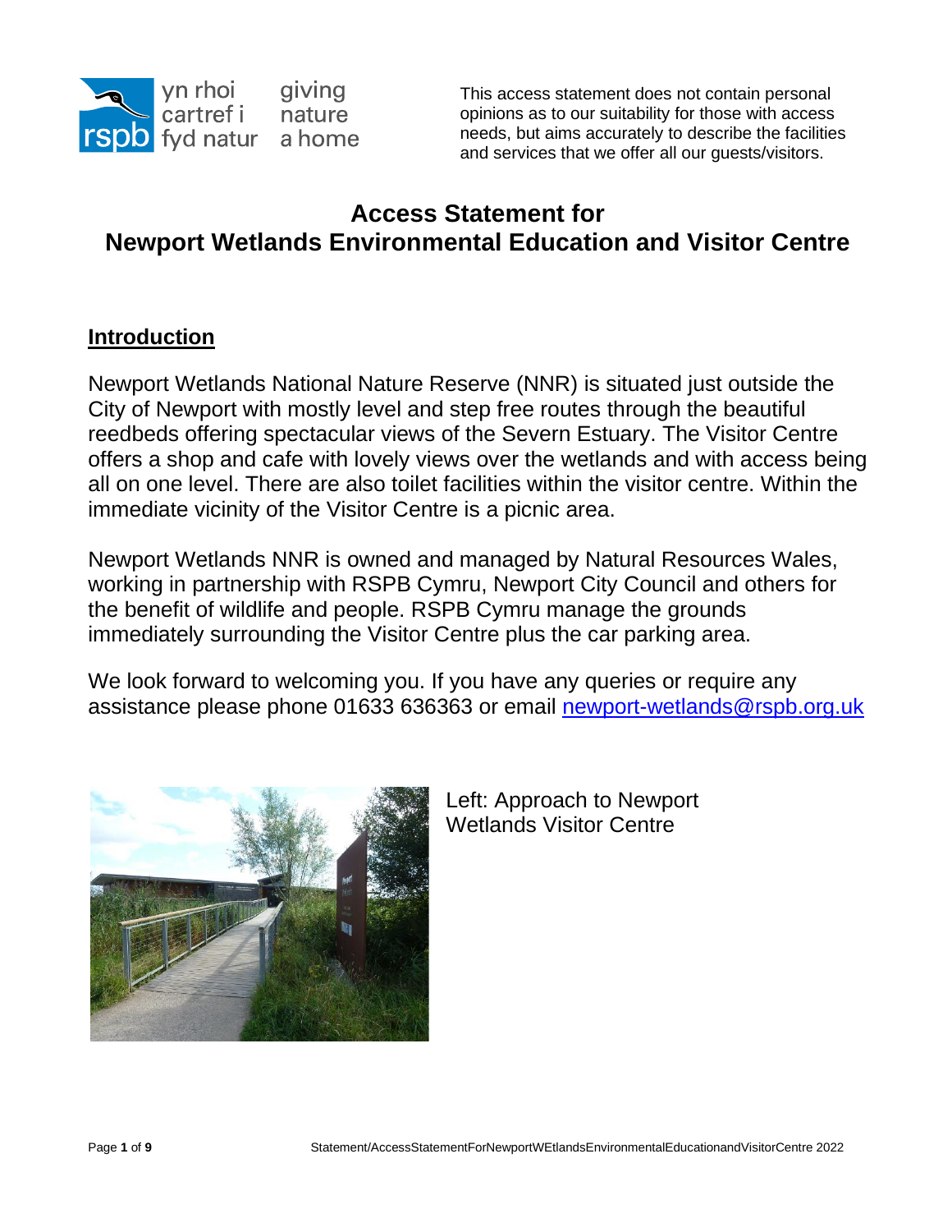yn rhoi cartref i fyd natur

giving nature a home

This access statement does not contain personal opinions as to our suitability for those with access needs, but aims accurately to describe the facilities and services that we offer all our guests/visitors.

# Access Statement for Newport Wetlands Environmental Education and Visitor Centre

## Introduction

Newport Wetlands National Nature Reserve (NNR) is situated just outside the City of Newport with mostly level and step free routes through the beautiful reedbeds offering spectacular views of the Severn Estuary. The Visitor Centre offers a shop and cafe with lovely views over the wetlands and with access being all on one level. There are also toilet facilities within the visitor centre. Within the immediate vicinity of the Visitor Centre is a picnic area.

Newport Wetlands NNR is owned and managed by Natural Resources Wales, working in partnership with RSPB Cymru, Newport City Council and others for the benefit of wildlife and people. RSPB Cymru manage the grounds immediately surrounding the Visitor Centre plus the car parking area.

We look forward to welcoming you. If you have any queries or require any assistance please phone 01633 636363 or email newport-wetlands@rspb.org.uk

Left: Approach to Newport Wetlands Visitor Centre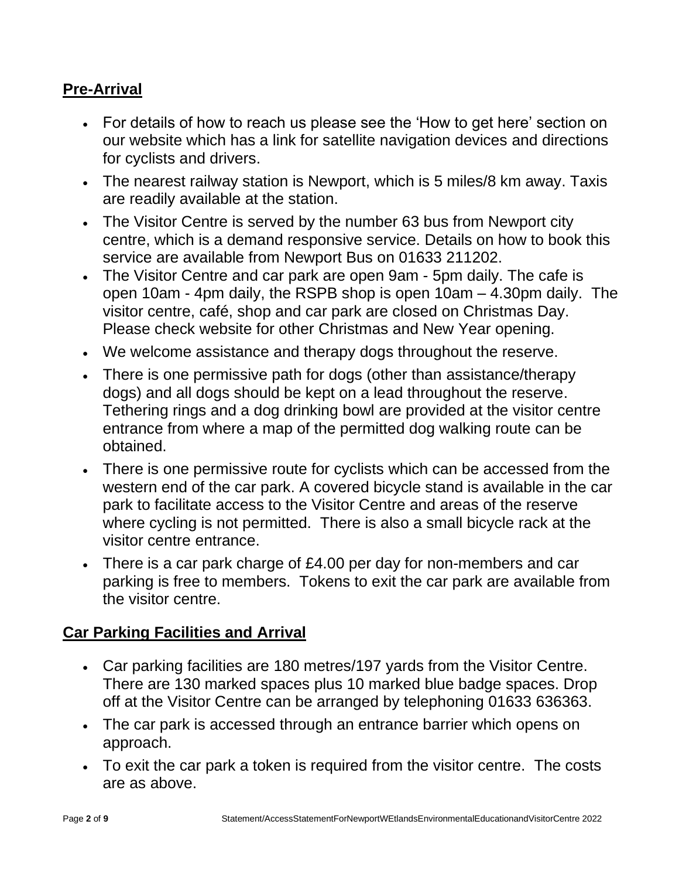## Pre-Arrival

- For details of how to reach us please see the 'How to get here' section on our website which has a link for satellite navigation devices and directions for cyclists and drivers.
- The nearest railway station is Newport, which is 5 miles/8 km away. Taxis are readily available at the station.
- The Visitor Centre is served by the number 63 bus from Newport city centre, which is a demand responsive service. Details on how to book this service are available from Newport Bus on 01633 211202.
- The Visitor Centre and car park are open 9am - 5pm daily. The cafe is open 10am - 4pm daily, the RSPB shop is open 10am – 4.30pm daily. The visitor centre, café, shop and car park are closed on Christmas Day. Please check website for other Christmas and New Year opening.
- We welcome assistance and therapy dogs throughout the reserve.
- There is one permissive path for dogs (other than assistance/therapy dogs) and all dogs should be kept on a lead throughout the reserve. Tethering rings and a dog drinking bowl are provided at the visitor centre entrance from where a map of the permitted dog walking route can be obtained.
- There is one permissive route for cyclists which can be accessed from the western end of the car park. A covered bicycle stand is available in the car park to facilitate access to the Visitor Centre and areas of the reserve where cycling is not permitted. There is also a small bicycle rack at the visitor centre entrance.
- There is a car park charge of £4.00 per day for non-members and car parking is free to members. Tokens to exit the car park are available from the visitor centre.

## Car Parking Facilities and Arrival

- Car parking facilities are 180 metres/197 yards from the Visitor Centre. There are 130 marked spaces plus 10 marked blue badge spaces. Drop off at the Visitor Centre can be arranged by telephoning 01633 636363.
- The car park is accessed through an entrance barrier which opens on approach.
- To exit the car park a token is required from the visitor centre. The costs are as above.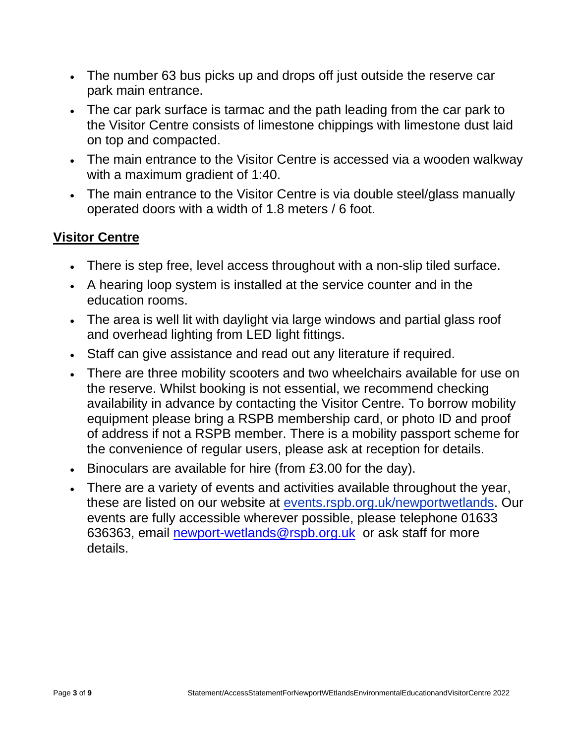- The number 63 bus picks up and drops off just outside the reserve car park main entrance.
- The car park surface is tarmac and the path leading from the car park to the Visitor Centre consists of limestone chippings with limestone dust laid on top and compacted.
- The main entrance to the Visitor Centre is accessed via a wooden walkway with a maximum gradient of 1:40.
- The main entrance to the Visitor Centre is via double steel/glass manually operated doors with a width of 1.8 meters / 6 foot.

## Visitor Centre

- There is step free, level access throughout with a non-slip tiled surface.
- A hearing loop system is installed at the service counter and in the education rooms.
- The area is well lit with daylight via large windows and partial glass roof and overhead lighting from LED light fittings.
- Staff can give assistance and read out any literature if required.
- There are three mobility scooters and two wheelchairs available for use on the reserve. Whilst booking is not essential, we recommend checking availability in advance by contacting the Visitor Centre. To borrow mobility equipment please bring a RSPB membership card, or photo ID and proof of address if not a RSPB member. There is a mobility passport scheme for the convenience of regular users, please ask at reception for details.
- Binoculars are available for hire (from £3.00 for the day).
- There are a variety of events and activities available throughout the year, these are listed on our website at [events.rspb.org.uk/newportwetlands](events.rspb.org.uk/newportwetlands). Our events are fully accessible wherever possible, please telephone 01633 636363, email [newport-wetlands@rspb.org.uk](mailto:newport-wetlands@rspb.org.uk) or ask staff for more details.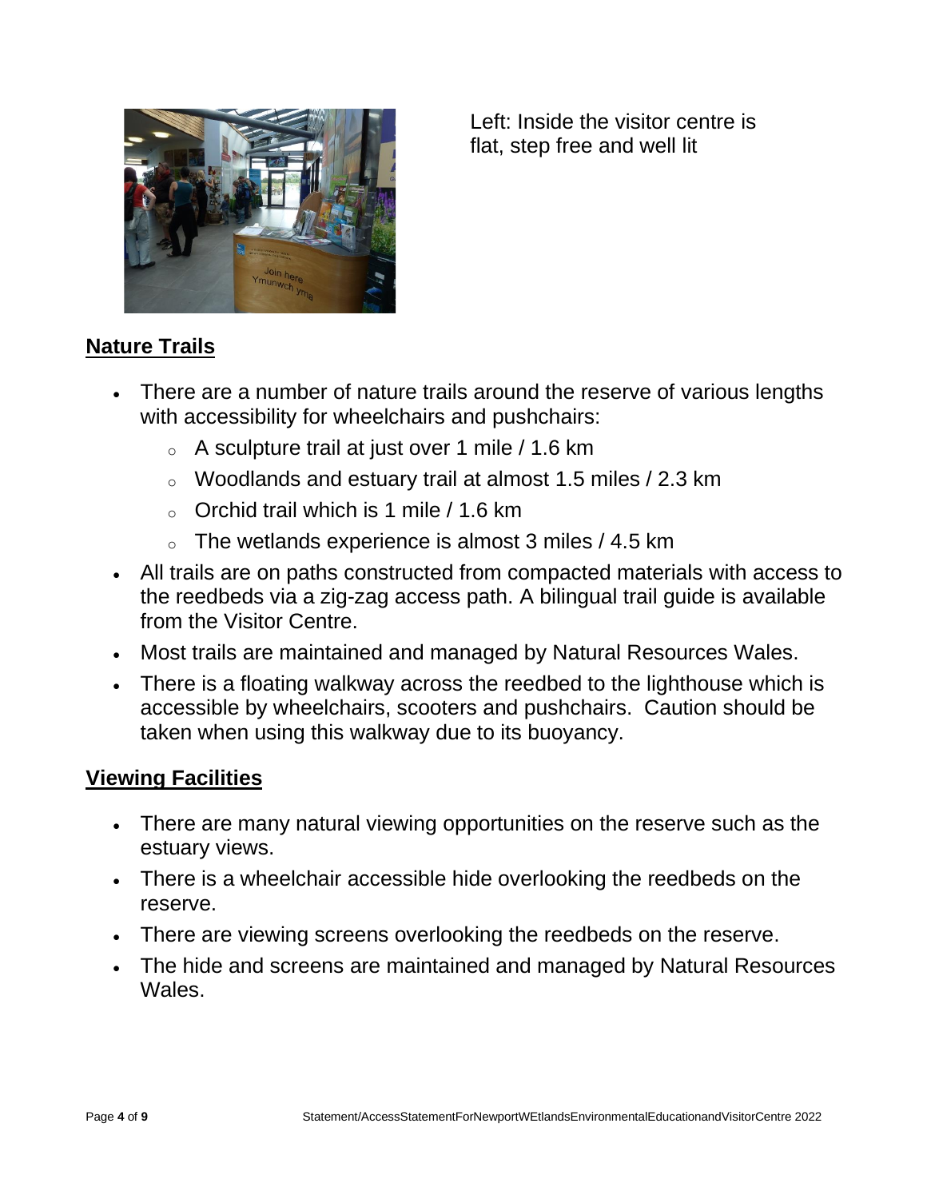Left: Inside the visitor centre is flat, step free and well lit

## Nature Trails

- There are a number of nature trails around the reserve of various lengths with accessibility for wheelchairs and pushchairs:
  - A sculpture trail at just over 1 mile / 1.6 km
  - Woodlands and estuary trail at almost 1.5 miles / 2.3 km
  - Orchid trail which is 1 mile / 1.6 km
  - The wetlands experience is almost 3 miles / 4.5 km
- All trails are on paths constructed from compacted materials with access to the reedbeds via a zig-zag access path. A bilingual trail guide is available from the Visitor Centre.
- Most trails are maintained and managed by Natural Resources Wales.
- There is a floating walkway across the reedbed to the lighthouse which is accessible by wheelchairs, scooters and pushchairs. Caution should be taken when using this walkway due to its buoyancy.

## Viewing Facilities

- There are many natural viewing opportunities on the reserve such as the estuary views.
- There is a wheelchair accessible hide overlooking the reedbeds on the reserve.
- There are viewing screens overlooking the reedbeds on the reserve.
- The hide and screens are maintained and managed by Natural Resources Wales.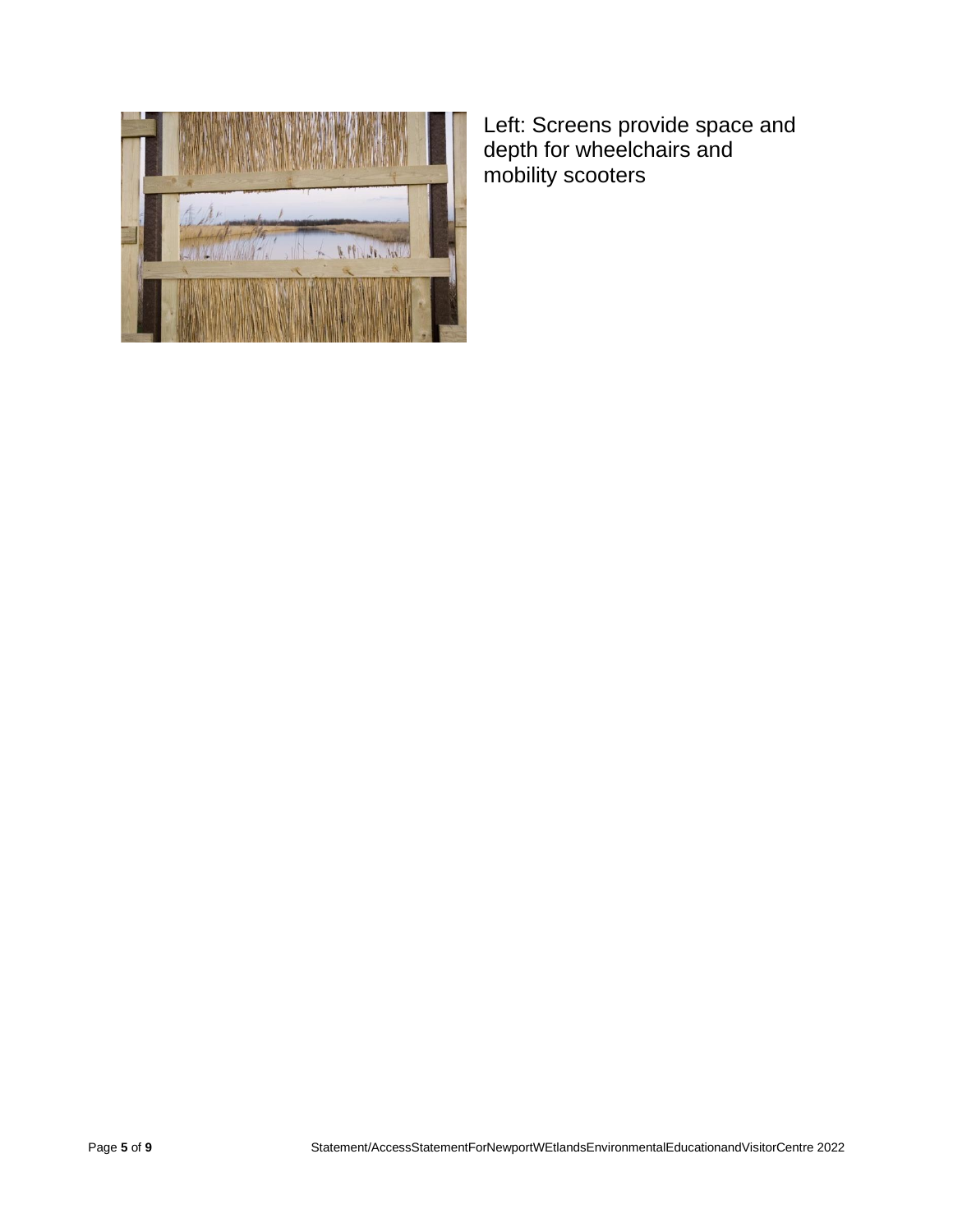Left: Screens provide space and depth for wheelchairs and mobility scooters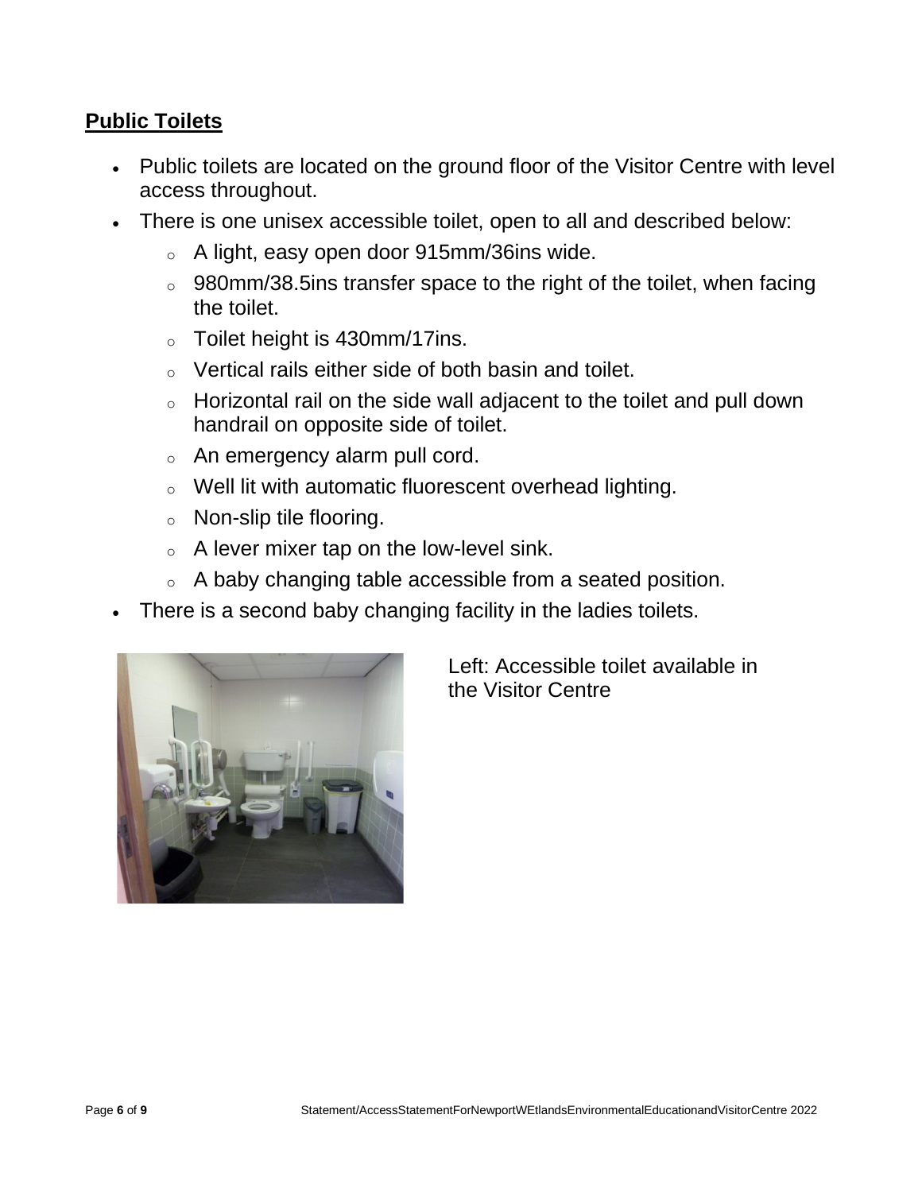## Public Toilets

- Public toilets are located on the ground floor of the Visitor Centre with level access throughout.
- There is one unisex accessible toilet, open to all and described below:
  - A light, easy open door 915mm/36ins wide.
  - 980mm/38.5ins transfer space to the right of the toilet, when facing the toilet.
  - Toilet height is 430mm/17ins.
  - Vertical rails either side of both basin and toilet.
  - Horizontal rail on the side wall adjacent to the toilet and pull down handrail on opposite side of toilet.
  - An emergency alarm pull cord.
  - Well lit with automatic fluorescent overhead lighting.
  - Non-slip tile flooring.
  - A lever mixer tap on the low-level sink.
  - A baby changing table accessible from a seated position.
- There is a second baby changing facility in the ladies toilets.

Left: Accessible toilet available in the Visitor Centre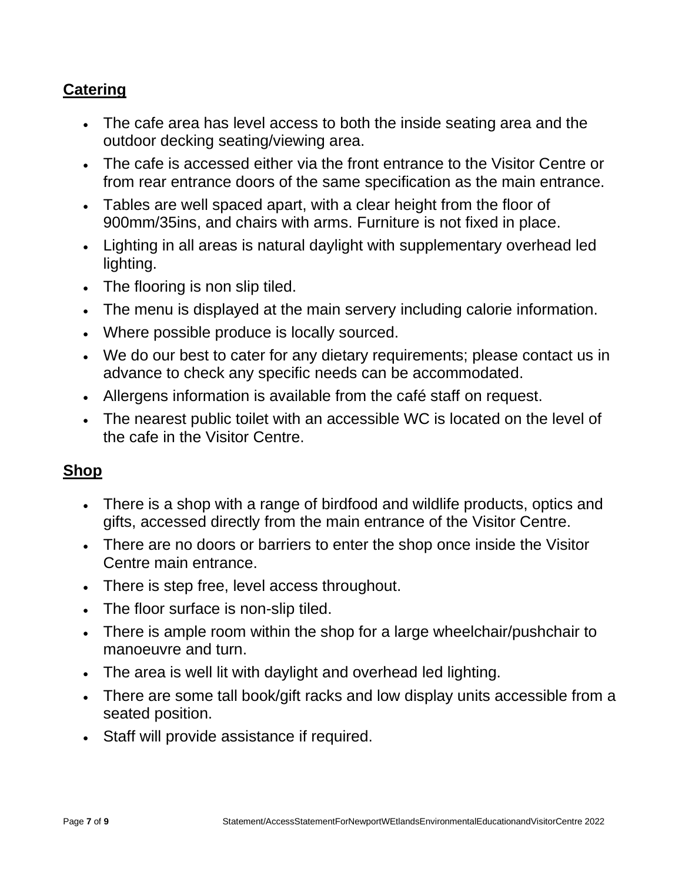## Catering

- The cafe area has level access to both the inside seating area and the outdoor decking seating/viewing area.
- The cafe is accessed either via the front entrance to the Visitor Centre or from rear entrance doors of the same specification as the main entrance.
- Tables are well spaced apart, with a clear height from the floor of 900mm/35ins, and chairs with arms. Furniture is not fixed in place.
- Lighting in all areas is natural daylight with supplementary overhead led lighting.
- The flooring is non slip tiled.
- The menu is displayed at the main servery including calorie information.
- Where possible produce is locally sourced.
- We do our best to cater for any dietary requirements; please contact us in advance to check any specific needs can be accommodated.
- Allergens information is available from the café staff on request.
- The nearest public toilet with an accessible WC is located on the level of the cafe in the Visitor Centre.

## Shop

- There is a shop with a range of birdfood and wildlife products, optics and gifts, accessed directly from the main entrance of the Visitor Centre.
- There are no doors or barriers to enter the shop once inside the Visitor Centre main entrance.
- There is step free, level access throughout.
- The floor surface is non-slip tiled.
- There is ample room within the shop for a large wheelchair/pushchair to manoeuvre and turn.
- The area is well lit with daylight and overhead led lighting.
- There are some tall book/gift racks and low display units accessible from a seated position.
- Staff will provide assistance if required.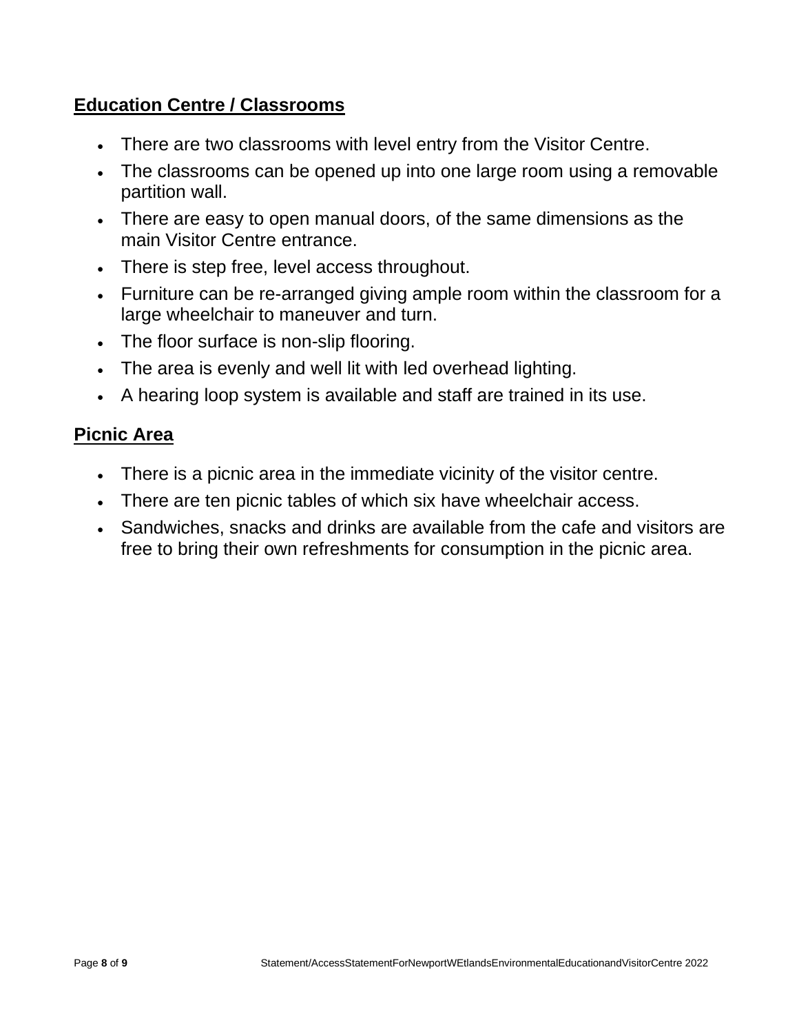## Education Centre / Classrooms

- There are two classrooms with level entry from the Visitor Centre.
- The classrooms can be opened up into one large room using a removable partition wall.
- There are easy to open manual doors, of the same dimensions as the main Visitor Centre entrance.
- There is step free, level access throughout.
- Furniture can be re-arranged giving ample room within the classroom for a large wheelchair to maneuver and turn.
- The floor surface is non-slip flooring.
- The area is evenly and well lit with led overhead lighting.
- A hearing loop system is available and staff are trained in its use.

## Picnic Area

- There is a picnic area in the immediate vicinity of the visitor centre.
- There are ten picnic tables of which six have wheelchair access.
- Sandwiches, snacks and drinks are available from the cafe and visitors are free to bring their own refreshments for consumption in the picnic area.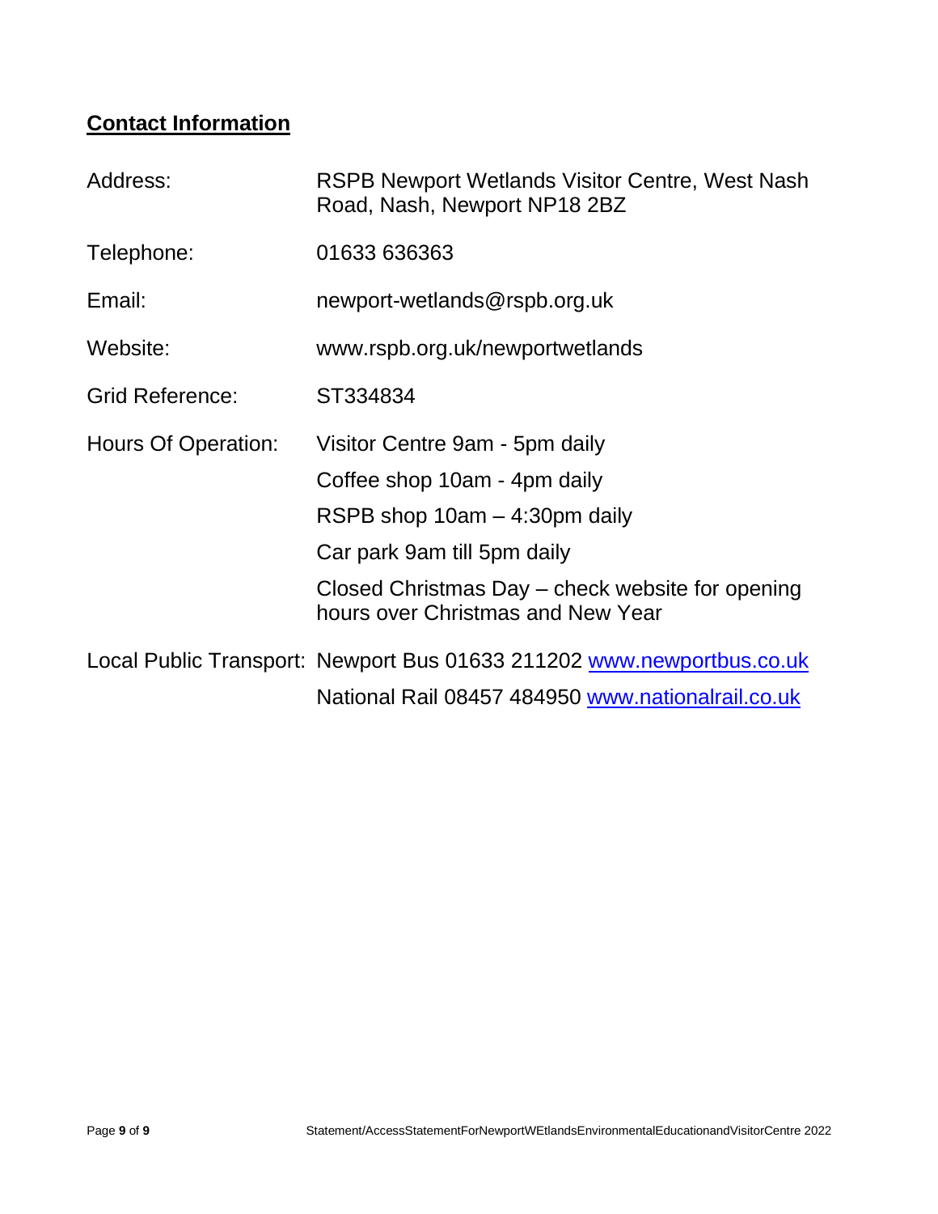## Contact Information

| | |
|---|---|
| Address: | RSPB Newport Wetlands Visitor Centre, West Nash Road, Nash, Newport NP18 2BZ |
| Telephone: | 01633 636363 |
| Email: | newport-wetlands@rspb.org.uk |
| Website: | www.rspb.org.uk/newportwetlands |
| Grid Reference: | ST334834 |
| Hours Of Operation: | Visitor Centre 9am - 5pm daily<br>Coffee shop 10am - 4pm daily<br>RSPB shop 10am – 4:30pm daily<br>Car park 9am till 5pm daily<br>Closed Christmas Day – check website for opening hours over Christmas and New Year |
| Local Public Transport: | Newport Bus 01633 211202 [www.newportbus.co.uk](http://www.newportbus.co.uk)<br>National Rail 08457 484950 [www.nationalrail.co.uk](http://www.nationalrail.co.uk) |